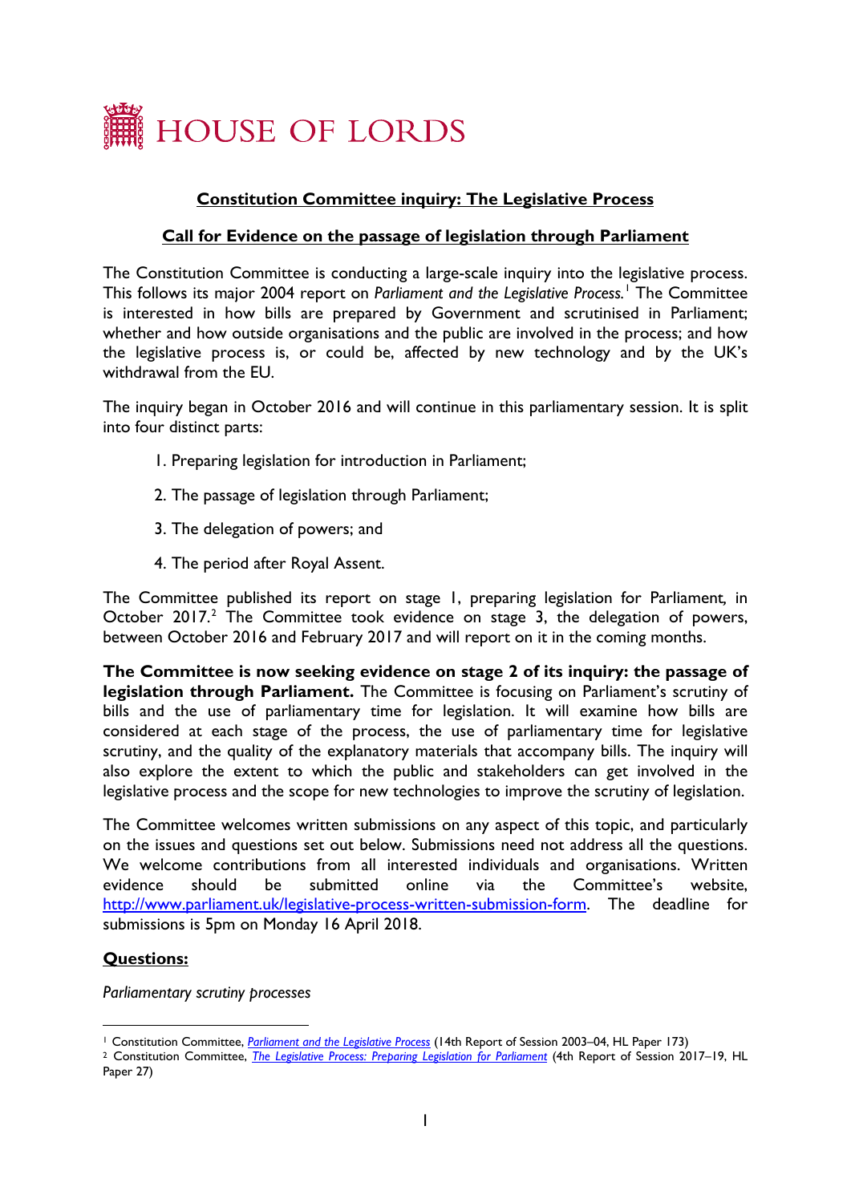HOUSE OF LORDS

## Constitution Committee inquiry: The Legislative Process

## Call for Evidence on the passage of legislation through Parliament

The Constitution Committee is conducting a large-scale inquiry into the legislative process. This follows its major 2004 report on *Parliament and the Legislative Process.*[1] The Committee is interested in how bills are prepared by Government and scrutinised in Parliament; whether and how outside organisations and the public are involved in the process; and how the legislative process is, or could be, affected by new technology and by the UK's withdrawal from the EU.

The inquiry began in October 2016 and will continue in this parliamentary session. It is split into four distinct parts:

1. Preparing legislation for introduction in Parliament;
2. The passage of legislation through Parliament;
3. The delegation of powers; and
4. The period after Royal Assent.

The Committee published its report on stage 1, preparing legislation for Parliament, in October 2017.[2] The Committee took evidence on stage 3, the delegation of powers, between October 2016 and February 2017 and will report on it in the coming months.

**The Committee is now seeking evidence on stage 2 of its inquiry: the passage of legislation through Parliament.** The Committee is focusing on Parliament's scrutiny of bills and the use of parliamentary time for legislation. It will examine how bills are considered at each stage of the process, the use of parliamentary time for legislative scrutiny, and the quality of the explanatory materials that accompany bills. The inquiry will also explore the extent to which the public and stakeholders can get involved in the legislative process and the scope for new technologies to improve the scrutiny of legislation.

The Committee welcomes written submissions on any aspect of this topic, and particularly on the issues and questions set out below. Submissions need not address all the questions. We welcome contributions from all interested individuals and organisations. Written evidence should be submitted online via the Committee's website, http://www.parliament.uk/legislative-process-written-submission-form. The deadline for submissions is 5pm on Monday 16 April 2018.

**Questions:**

*Parliamentary scrutiny processes*

---

[1] Constitution Committee, *Parliament and the Legislative Process* (14th Report of Session 2003–04, HL Paper 173)

[2] Constitution Committee, *The Legislative Process: Preparing Legislation for Parliament* (4th Report of Session 2017–19, HL Paper 27)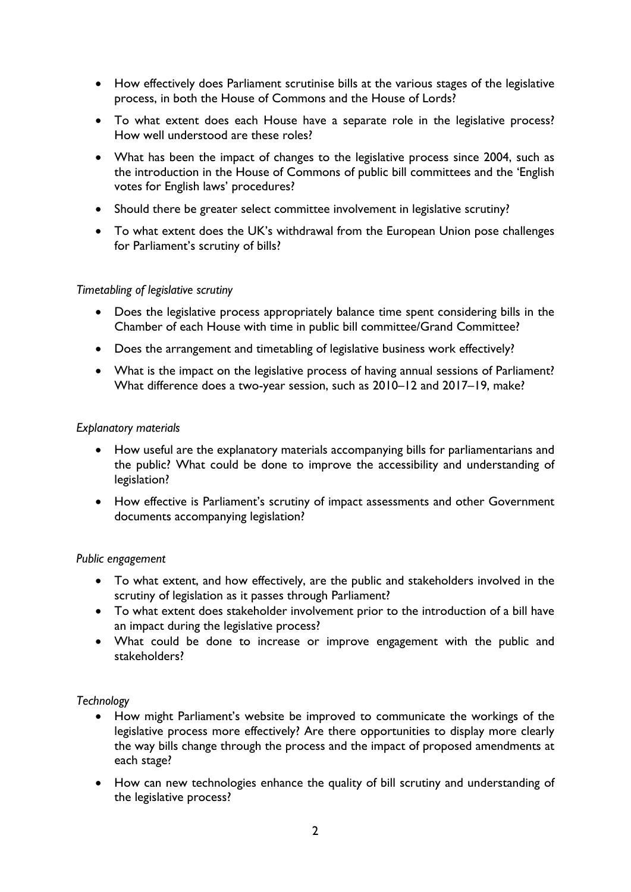- How effectively does Parliament scrutinise bills at the various stages of the legislative process, in both the House of Commons and the House of Lords?
- To what extent does each House have a separate role in the legislative process? How well understood are these roles?
- What has been the impact of changes to the legislative process since 2004, such as the introduction in the House of Commons of public bill committees and the 'English votes for English laws' procedures?
- Should there be greater select committee involvement in legislative scrutiny?
- To what extent does the UK's withdrawal from the European Union pose challenges for Parliament's scrutiny of bills?

*Timetabling of legislative scrutiny*

- Does the legislative process appropriately balance time spent considering bills in the Chamber of each House with time in public bill committee/Grand Committee?
- Does the arrangement and timetabling of legislative business work effectively?
- What is the impact on the legislative process of having annual sessions of Parliament? What difference does a two-year session, such as 2010–12 and 2017–19, make?

*Explanatory materials*

- How useful are the explanatory materials accompanying bills for parliamentarians and the public? What could be done to improve the accessibility and understanding of legislation?
- How effective is Parliament's scrutiny of impact assessments and other Government documents accompanying legislation?

*Public engagement*

- To what extent, and how effectively, are the public and stakeholders involved in the scrutiny of legislation as it passes through Parliament?
- To what extent does stakeholder involvement prior to the introduction of a bill have an impact during the legislative process?
- What could be done to increase or improve engagement with the public and stakeholders?

*Technology*

- How might Parliament's website be improved to communicate the workings of the legislative process more effectively? Are there opportunities to display more clearly the way bills change through the process and the impact of proposed amendments at each stage?
- How can new technologies enhance the quality of bill scrutiny and understanding of the legislative process?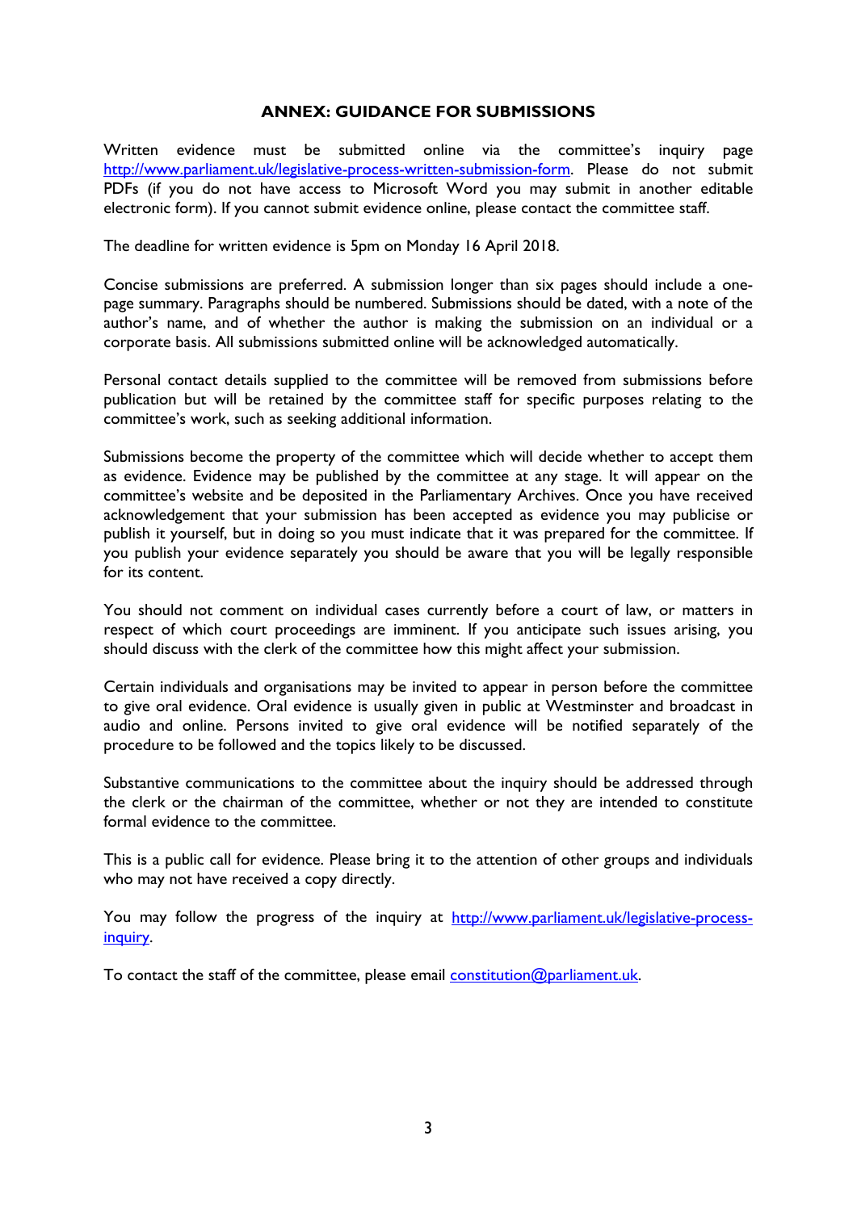## ANNEX: GUIDANCE FOR SUBMISSIONS

Written evidence must be submitted online via the committee's inquiry page [http://www.parliament.uk/legislative-process-written-submission-form](http://www.parliament.uk/legislative-process-written-submission-form). Please do not submit PDFs (if you do not have access to Microsoft Word you may submit in another editable electronic form). If you cannot submit evidence online, please contact the committee staff.

The deadline for written evidence is 5pm on Monday 16 April 2018.

Concise submissions are preferred. A submission longer than six pages should include a one-page summary. Paragraphs should be numbered. Submissions should be dated, with a note of the author's name, and of whether the author is making the submission on an individual or a corporate basis. All submissions submitted online will be acknowledged automatically.

Personal contact details supplied to the committee will be removed from submissions before publication but will be retained by the committee staff for specific purposes relating to the committee's work, such as seeking additional information.

Submissions become the property of the committee which will decide whether to accept them as evidence. Evidence may be published by the committee at any stage. It will appear on the committee's website and be deposited in the Parliamentary Archives. Once you have received acknowledgement that your submission has been accepted as evidence you may publicise or publish it yourself, but in doing so you must indicate that it was prepared for the committee. If you publish your evidence separately you should be aware that you will be legally responsible for its content.

You should not comment on individual cases currently before a court of law, or matters in respect of which court proceedings are imminent. If you anticipate such issues arising, you should discuss with the clerk of the committee how this might affect your submission.

Certain individuals and organisations may be invited to appear in person before the committee to give oral evidence. Oral evidence is usually given in public at Westminster and broadcast in audio and online. Persons invited to give oral evidence will be notified separately of the procedure to be followed and the topics likely to be discussed.

Substantive communications to the committee about the inquiry should be addressed through the clerk or the chairman of the committee, whether or not they are intended to constitute formal evidence to the committee.

This is a public call for evidence. Please bring it to the attention of other groups and individuals who may not have received a copy directly.

You may follow the progress of the inquiry at [http://www.parliament.uk/legislative-process-inquiry](http://www.parliament.uk/legislative-process-inquiry).

To contact the staff of the committee, please email [constitution@parliament.uk](mailto:constitution@parliament.uk).